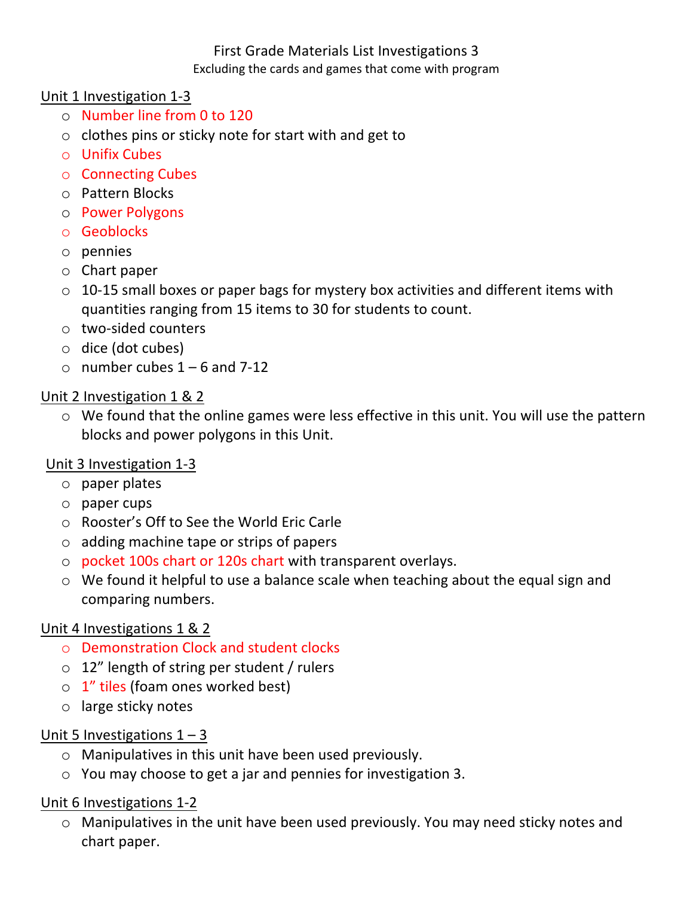# First Grade Materials List Investigations 3

Excluding the cards and games that come with program

## Unit 1 Investigation 1-3

- Number line from 0 to 120
- clothes pins or sticky note for start with and get to
- Unifix Cubes
- Connecting Cubes
- Pattern Blocks
- Power Polygons
- Geoblocks
- pennies
- Chart paper
- 10-15 small boxes or paper bags for mystery box activities and different items with quantities ranging from 15 items to 30 for students to count.
- two-sided counters
- dice (dot cubes)
- number cubes 1 – 6 and 7-12

## Unit 2 Investigation 1 & 2

- We found that the online games were less effective in this unit. You will use the pattern blocks and power polygons in this Unit.

## Unit 3 Investigation 1-3

- paper plates
- paper cups
- Rooster's Off to See the World Eric Carle
- adding machine tape or strips of papers
- pocket 100s chart or 120s chart with transparent overlays.
- We found it helpful to use a balance scale when teaching about the equal sign and comparing numbers.

## Unit 4 Investigations 1 & 2

- Demonstration Clock and student clocks
- 12" length of string per student / rulers
- 1" tiles (foam ones worked best)
- large sticky notes

## Unit 5 Investigations 1 – 3

- Manipulatives in this unit have been used previously.
- You may choose to get a jar and pennies for investigation 3.

## Unit 6 Investigations 1-2

- Manipulatives in the unit have been used previously. You may need sticky notes and chart paper.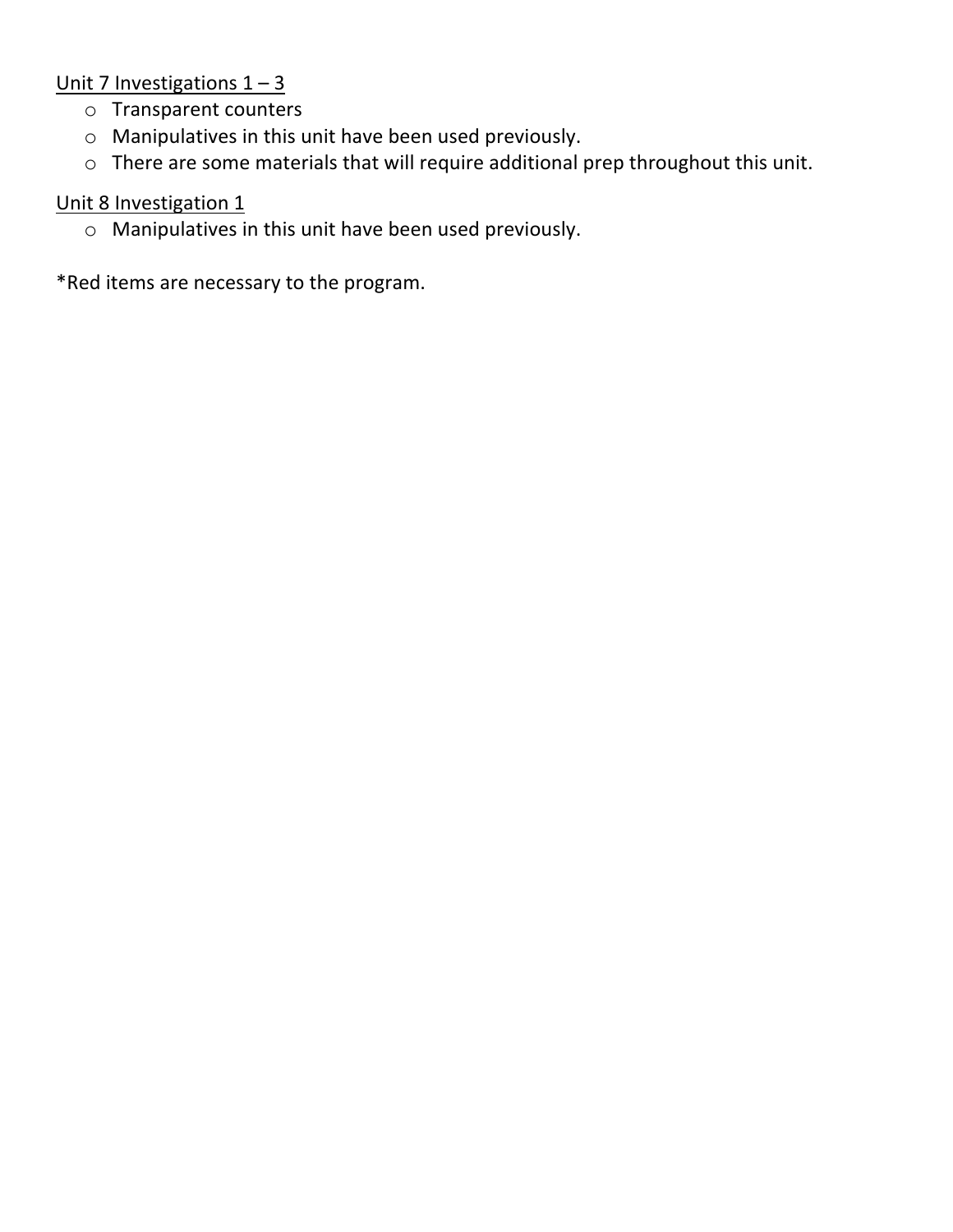<u>Unit 7 Investigations 1 – 3</u>

- Transparent counters
- Manipulatives in this unit have been used previously.
- There are some materials that will require additional prep throughout this unit.

<u>Unit 8 Investigation 1</u>

- Manipulatives in this unit have been used previously.

*Red items are necessary to the program.